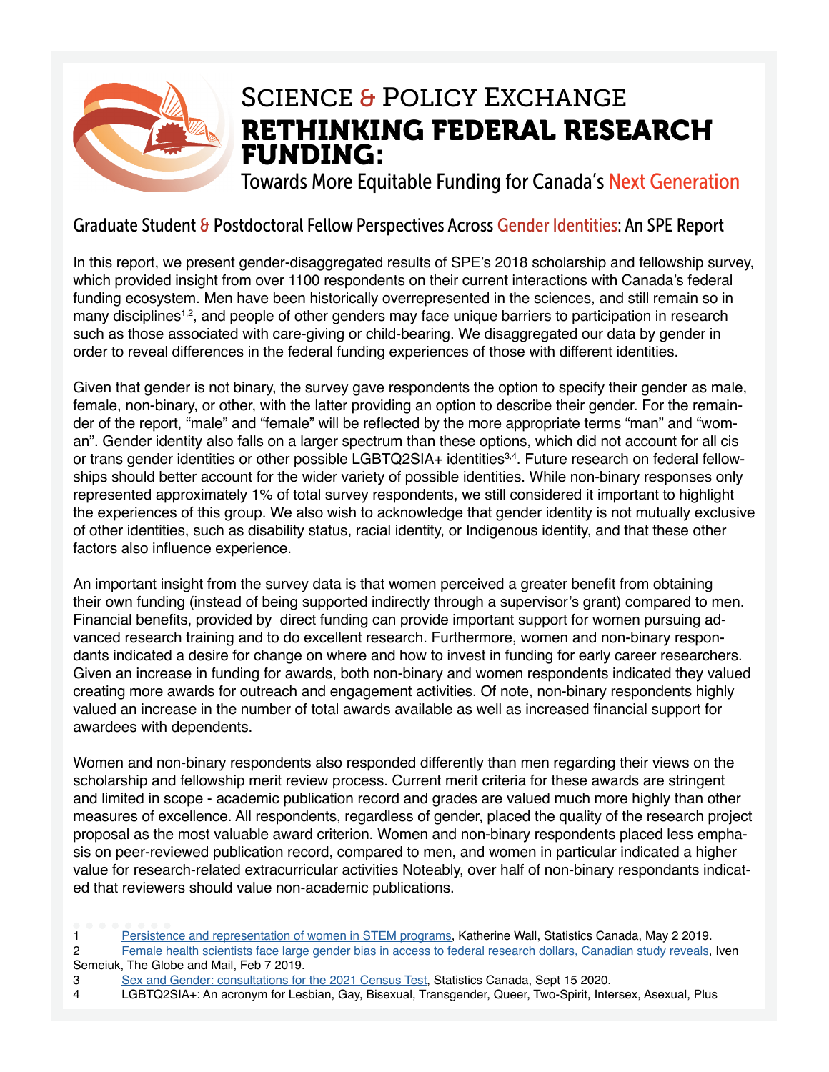# Science & Policy Exchange

# RETHINKING FEDERAL RESEARCH FUNDING:

## Towards More Equitable Funding for Canada's Next Generation

### Graduate Student & Postdoctoral Fellow Perspectives Across Gender Identities: An SPE Report

In this report, we present gender-disaggregated results of SPE's 2018 scholarship and fellowship survey, which provided insight from over 1100 respondents on their current interactions with Canada's federal funding ecosystem. Men have been historically overrepresented in the sciences, and still remain so in many disciplines[1,2], and people of other genders may face unique barriers to participation in research such as those associated with care-giving or child-bearing. We disaggregated our data by gender in order to reveal differences in the federal funding experiences of those with different identities.

Given that gender is not binary, the survey gave respondents the option to specify their gender as male, female, non-binary, or other, with the latter providing an option to describe their gender. For the remainder of the report, "male" and "female" will be reflected by the more appropriate terms "man" and "woman". Gender identity also falls on a larger spectrum than these options, which did not account for all cis or trans gender identities or other possible LGBTQ2SIA+ identities[3,4]. Future research on federal fellowships should better account for the wider variety of possible identities. While non-binary responses only represented approximately 1% of total survey respondents, we still considered it important to highlight the experiences of this group. We also wish to acknowledge that gender identity is not mutually exclusive of other identities, such as disability status, racial identity, or Indigenous identity, and that these other factors also influence experience.

An important insight from the survey data is that women perceived a greater benefit from obtaining their own funding (instead of being supported indirectly through a supervisor's grant) compared to men. Financial benefits, provided by direct funding can provide important support for women pursuing advanced research training and to do excellent research. Furthermore, women and non-binary respondants indicated a desire for change on where and how to invest in funding for early career researchers. Given an increase in funding for awards, both non-binary and women respondents indicated they valued creating more awards for outreach and engagement activities. Of note, non-binary respondents highly valued an increase in the number of total awards available as well as increased financial support for awardees with dependents.

Women and non-binary respondents also responded differently than men regarding their views on the scholarship and fellowship merit review process. Current merit criteria for these awards are stringent and limited in scope - academic publication record and grades are valued much more highly than other measures of excellence. All respondents, regardless of gender, placed the quality of the research project proposal as the most valuable award criterion. Women and non-binary respondents placed less emphasis on peer-reviewed publication record, compared to men, and women in particular indicated a higher value for research-related extracurricular activities Noteably, over half of non-binary respondants indicated that reviewers should value non-academic publications.

---

1 Persistence and representation of women in STEM programs, Katherine Wall, Statistics Canada, May 2 2019.

2 Female health scientists face large gender bias in access to federal research dollars, Canadian study reveals, Iven Semeiuk, The Globe and Mail, Feb 7 2019.

3 Sex and Gender: consultations for the 2021 Census Test, Statistics Canada, Sept 15 2020.

4 LGBTQ2SIA+: An acronym for Lesbian, Gay, Bisexual, Transgender, Queer, Two-Spirit, Intersex, Asexual, Plus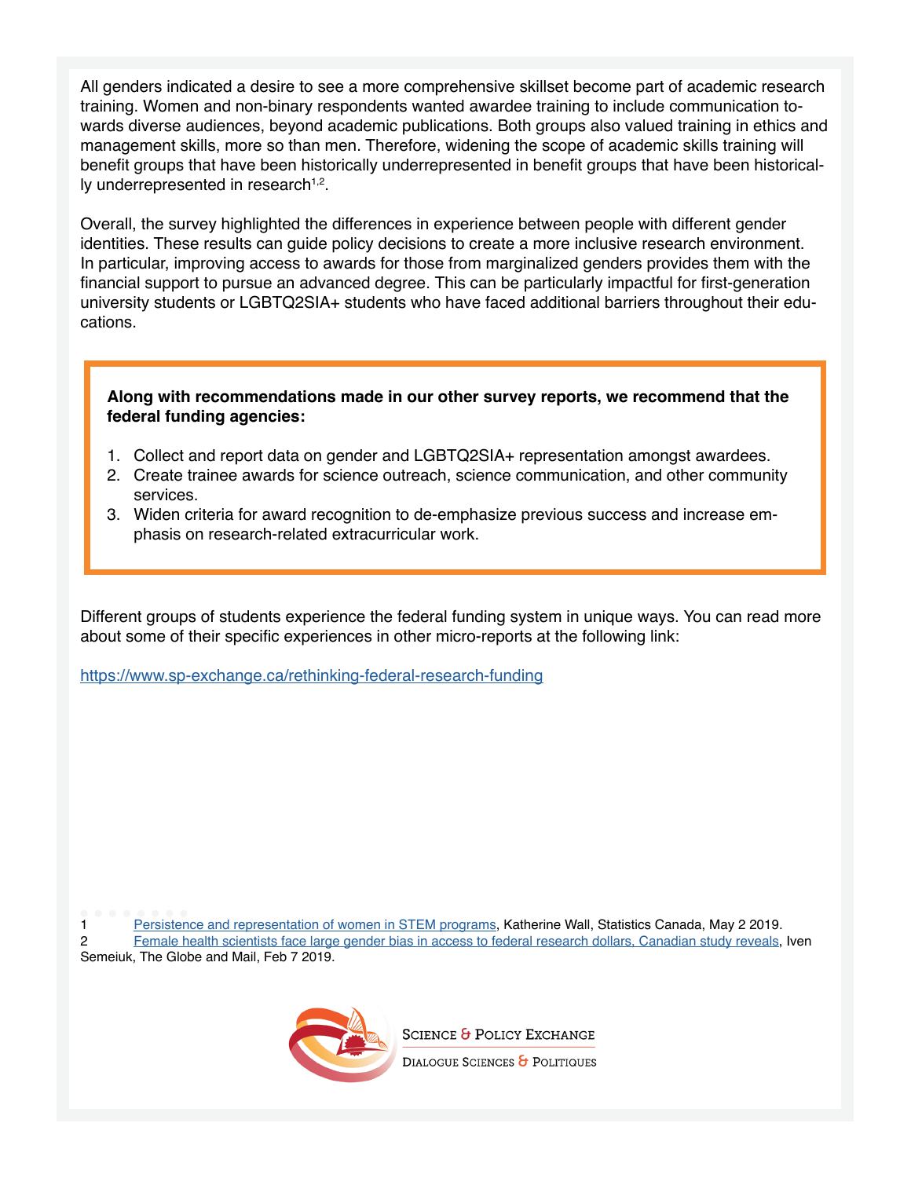All genders indicated a desire to see a more comprehensive skillset become part of academic research training. Women and non-binary respondents wanted awardee training to include communication towards diverse audiences, beyond academic publications. Both groups also valued training in ethics and management skills, more so than men. Therefore, widening the scope of academic skills training will benefit groups that have been historically underrepresented in benefit groups that have been historically underrepresented in research[1,2].

Overall, the survey highlighted the differences in experience between people with different gender identities. These results can guide policy decisions to create a more inclusive research environment. In particular, improving access to awards for those from marginalized genders provides them with the financial support to pursue an advanced degree. This can be particularly impactful for first-generation university students or LGBTQ2SIA+ students who have faced additional barriers throughout their educations.

**Along with recommendations made in our other survey reports, we recommend that the federal funding agencies:**

1. Collect and report data on gender and LGBTQ2SIA+ representation amongst awardees.
2. Create trainee awards for science outreach, science communication, and other community services.
3. Widen criteria for award recognition to de-emphasize previous success and increase emphasis on research-related extracurricular work.

Different groups of students experience the federal funding system in unique ways. You can read more about some of their specific experiences in other micro-reports at the following link:

https://www.sp-exchange.ca/rethinking-federal-research-funding

1 Persistence and representation of women in STEM programs, Katherine Wall, Statistics Canada, May 2 2019.
2 Female health scientists face large gender bias in access to federal research dollars, Canadian study reveals, Iven Semeiuk, The Globe and Mail, Feb 7 2019.

Science & Policy Exchange
Dialogue Sciences & Politiques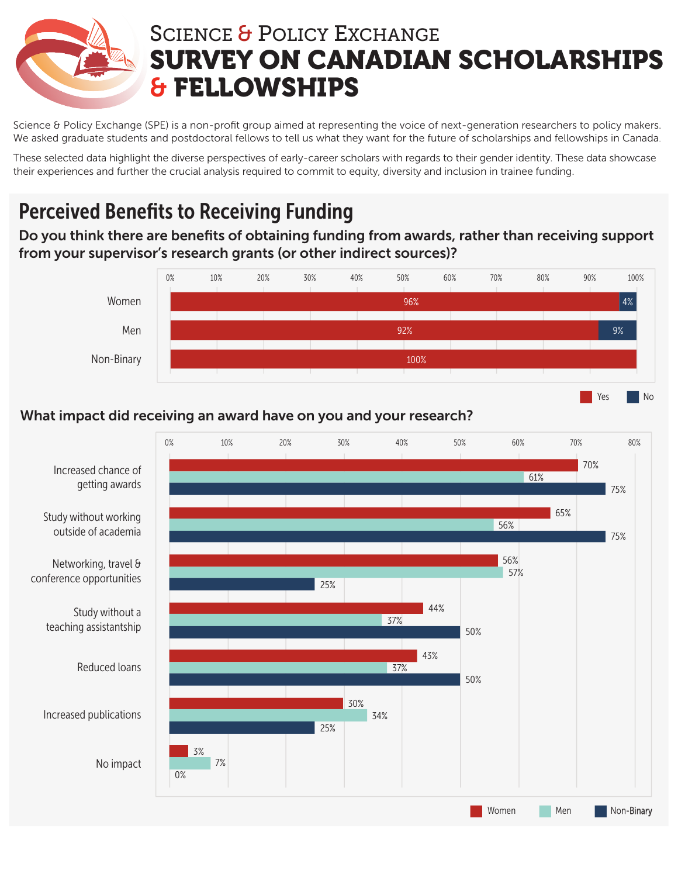# SCIENCE & POLICY EXCHANGE

# SURVEY ON CANADIAN SCHOLARSHIPS & FELLOWSHIPS

Science & Policy Exchange (SPE) is a non-profit group aimed at representing the voice of next-generation researchers to policy makers. We asked graduate students and postdoctoral fellows to tell us what they want for the future of scholarships and fellowships in Canada.

These selected data highlight the diverse perspectives of early-career scholars with regards to their gender identity. These data showcase their experiences and further the crucial analysis required to commit to equity, diversity and inclusion in trainee funding.

## Perceived Benefits to Receiving Funding

### Do you think there are benefits of obtaining funding from awards, rather than receiving support from your supervisor's research grants (or other indirect sources)?

| | Yes | No |
|---|---|---|
| Women | 96% | 4% |
| Men | 92% | 9% |
| Non-Binary | 100% | |

### What impact did receiving an award have on you and your research?

| | Women | Men | Non-Binary |
|---|---|---|---|
| Increased chance of getting awards | 70% | 61% | 75% |
| Study without working outside of academia | 65% | 56% | 75% |
| Networking, travel & conference opportunities | 56% | 57% | 25% |
| Study without a teaching assistantship | 44% | 37% | 50% |
| Reduced loans | 43% | 37% | 50% |
| Increased publications | 30% | 34% | 25% |
| No impact | 3% | 7% | 0% |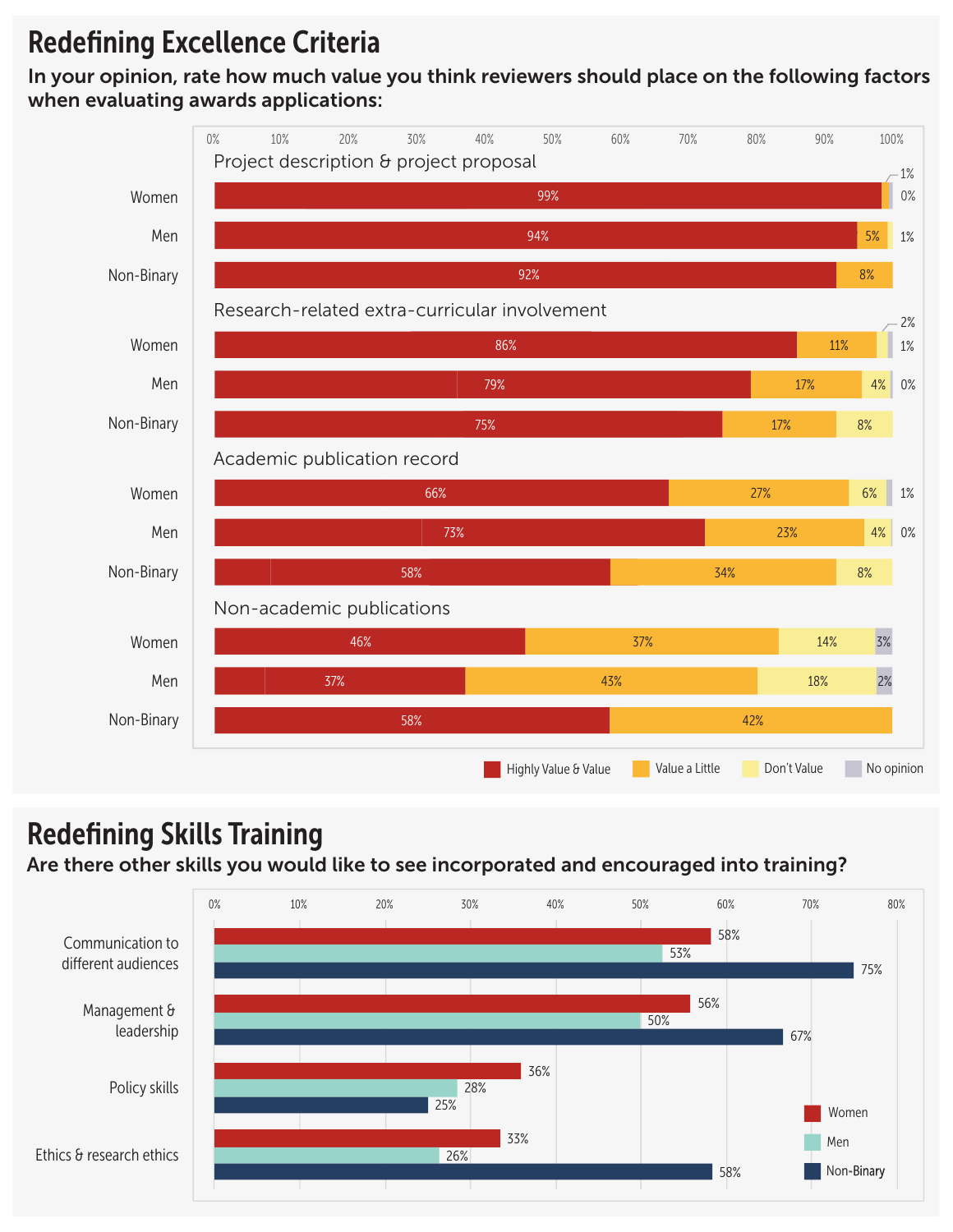## Redefining Excellence Criteria

**In your opinion, rate how much value you think reviewers should place on the following factors when evaluating awards applications:**

| Factor | Group | Highly Value & Value | Value a Little | Don't Value | No opinion |
|---|---|---|---|---|---|
| Project description & project proposal | Women | 99% | 1% | | 0% |
| | Men | 94% | 5% | 1% | |
| | Non-Binary | 92% | 8% | | |
| Research-related extra-curricular involvement | Women | 86% | 11% | 2% | 1% |
| | Men | 79% | 17% | 4% | 0% |
| | Non-Binary | 75% | 17% | 8% | |
| Academic publication record | Women | 66% | 27% | 6% | 1% |
| | Men | 73% | 23% | 4% | 0% |
| | Non-Binary | 58% | 34% | 8% | |
| Non-academic publications | Women | 46% | 37% | 14% | 3% |
| | Men | 37% | 43% | 18% | 2% |
| | Non-Binary | 58% | 42% | | |

## Redefining Skills Training

**Are there other skills you would like to see incorporated and encouraged into training?**

| Skill | Women | Men | Non-Binary |
|---|---|---|---|
| Communication to different audiences | 58% | 53% | 75% |
| Management & leadership | 56% | 50% | 67% |
| Policy skills | 36% | 28% | 25% |
| Ethics & research ethics | 33% | 26% | 58% |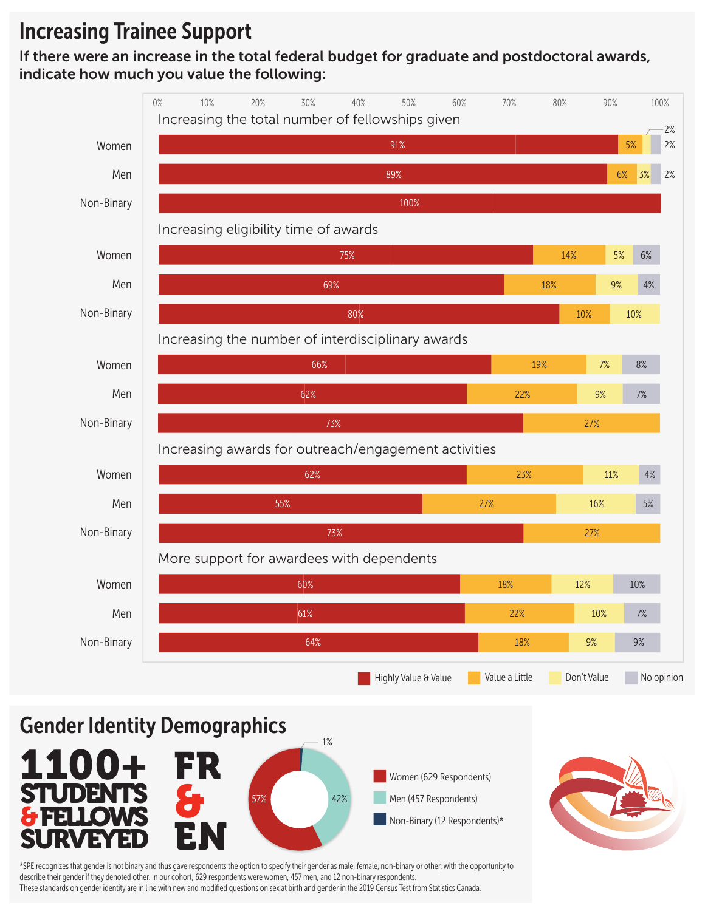# Increasing Trainee Support

**If there were an increase in the total federal budget for graduate and postdoctoral awards, indicate how much you value the following:**

0% 10% 20% 30% 40% 50% 60% 70% 80% 90% 100%

Increasing the total number of fellowships given

Women 91% 5% 2% 2%

Men 89% 6% 3% 2%

Non-Binary 100%

Increasing eligibility time of awards

Women 75% 14% 5% 6%

Men 69% 18% 9% 4%

Non-Binary 80% 10% 10%

Increasing the number of interdisciplinary awards

Women 66% 19% 7% 8%

Men 62% 22% 9% 7%

Non-Binary 73% 27%

Increasing awards for outreach/engagement activities

Women 62% 23% 11% 4%

Men 55% 27% 16% 5%

Non-Binary 73% 27%

More support for awardees with dependents

Women 60% 18% 12% 10%

Men 61% 22% 10% 7%

Non-Binary 64% 18% 9% 9%

Highly Value & Value | Value a Little | Don't Value | No opinion

## Gender Identity Demographics

**1100+ STUDENTS & FELLOWS SURVEYED**

**FR & EN**

57% 42% 1%

Women (629 Respondents)

Men (457 Respondents)

Non-Binary (12 Respondents)*

*SPE recognizes that gender is not binary and thus gave respondents the option to specify their gender as male, female, non-binary or other, with the opportunity to describe their gender if they denoted other. In our cohort, 629 respondents were women, 457 men, and 12 non-binary respondents.
These standards on gender identity are in line with new and modified questions on sex at birth and gender in the 2019 Census Test from Statistics Canada.